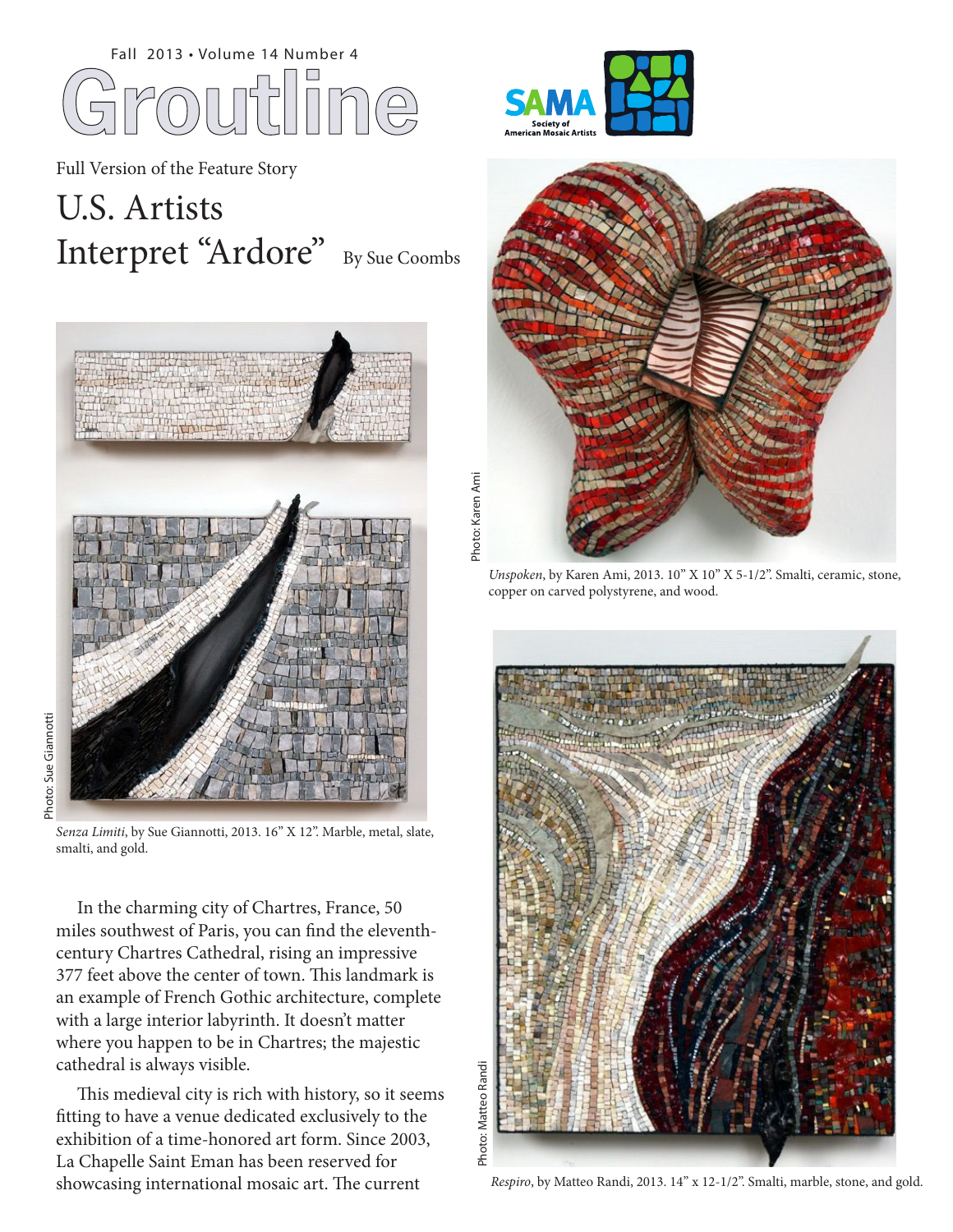Fall 2013 • Volume 14 Number 4

# Groutline

Full Version of the Feature Story

# U.S. Artists Interpret "Ardore"

By Sue Coombs

Photo: Sue Giannotti

*Senza Limiti*, by Sue Giannotti, 2013. 16" X 12". Marble, metal, slate, smalti, and gold.

Photo: Karen Ami

*Unspoken*, by Karen Ami, 2013. 10" X 10" X 5-1/2". Smalti, ceramic, stone, copper on carved polystyrene, and wood.

Photo: Matteo Randi

*Respiro*, by Matteo Randi, 2013. 14" x 12-1/2". Smalti, marble, stone, and gold.

In the charming city of Chartres, France, 50 miles southwest of Paris, you can find the eleventh-century Chartres Cathedral, rising an impressive 377 feet above the center of town. This landmark is an example of French Gothic architecture, complete with a large interior labyrinth. It doesn't matter where you happen to be in Chartres; the majestic cathedral is always visible.

This medieval city is rich with history, so it seems fitting to have a venue dedicated exclusively to the exhibition of a time-honored art form. Since 2003, La Chapelle Saint Eman has been reserved for showcasing international mosaic art. The current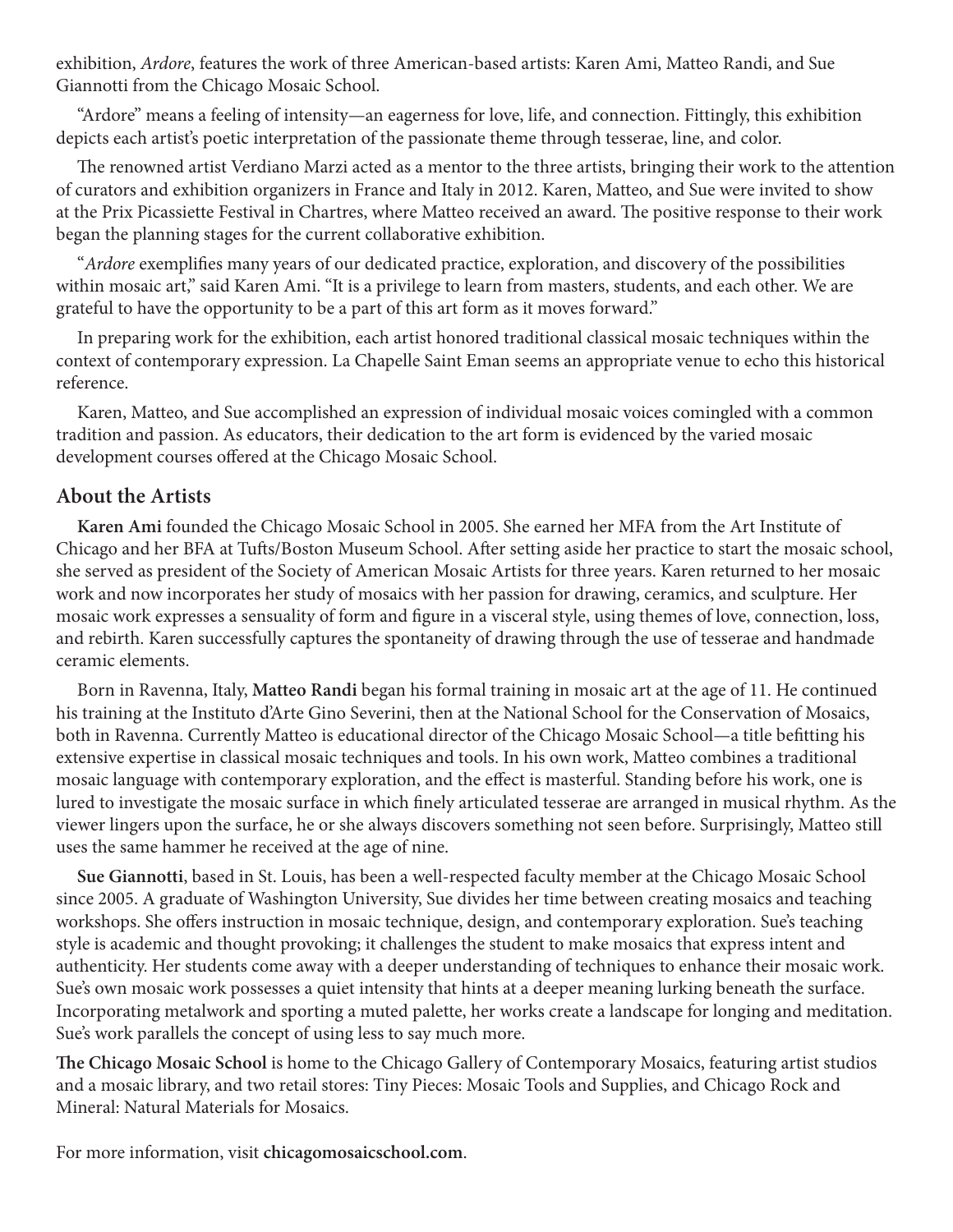exhibition, *Ardore*, features the work of three American-based artists: Karen Ami, Matteo Randi, and Sue Giannotti from the Chicago Mosaic School.

"Ardore" means a feeling of intensity—an eagerness for love, life, and connection. Fittingly, this exhibition depicts each artist's poetic interpretation of the passionate theme through tesserae, line, and color.

The renowned artist Verdiano Marzi acted as a mentor to the three artists, bringing their work to the attention of curators and exhibition organizers in France and Italy in 2012. Karen, Matteo, and Sue were invited to show at the Prix Picassiette Festival in Chartres, where Matteo received an award. The positive response to their work began the planning stages for the current collaborative exhibition.

"*Ardore* exemplifies many years of our dedicated practice, exploration, and discovery of the possibilities within mosaic art," said Karen Ami. "It is a privilege to learn from masters, students, and each other. We are grateful to have the opportunity to be a part of this art form as it moves forward."

In preparing work for the exhibition, each artist honored traditional classical mosaic techniques within the context of contemporary expression. La Chapelle Saint Eman seems an appropriate venue to echo this historical reference.

Karen, Matteo, and Sue accomplished an expression of individual mosaic voices comingled with a common tradition and passion. As educators, their dedication to the art form is evidenced by the varied mosaic development courses offered at the Chicago Mosaic School.

## About the Artists

**Karen Ami** founded the Chicago Mosaic School in 2005. She earned her MFA from the Art Institute of Chicago and her BFA at Tufts/Boston Museum School. After setting aside her practice to start the mosaic school, she served as president of the Society of American Mosaic Artists for three years. Karen returned to her mosaic work and now incorporates her study of mosaics with her passion for drawing, ceramics, and sculpture. Her mosaic work expresses a sensuality of form and figure in a visceral style, using themes of love, connection, loss, and rebirth. Karen successfully captures the spontaneity of drawing through the use of tesserae and handmade ceramic elements.

Born in Ravenna, Italy, **Matteo Randi** began his formal training in mosaic art at the age of 11. He continued his training at the Instituto d'Arte Gino Severini, then at the National School for the Conservation of Mosaics, both in Ravenna. Currently Matteo is educational director of the Chicago Mosaic School—a title befitting his extensive expertise in classical mosaic techniques and tools. In his own work, Matteo combines a traditional mosaic language with contemporary exploration, and the effect is masterful. Standing before his work, one is lured to investigate the mosaic surface in which finely articulated tesserae are arranged in musical rhythm. As the viewer lingers upon the surface, he or she always discovers something not seen before. Surprisingly, Matteo still uses the same hammer he received at the age of nine.

**Sue Giannotti**, based in St. Louis, has been a well-respected faculty member at the Chicago Mosaic School since 2005. A graduate of Washington University, Sue divides her time between creating mosaics and teaching workshops. She offers instruction in mosaic technique, design, and contemporary exploration. Sue's teaching style is academic and thought provoking; it challenges the student to make mosaics that express intent and authenticity. Her students come away with a deeper understanding of techniques to enhance their mosaic work. Sue's own mosaic work possesses a quiet intensity that hints at a deeper meaning lurking beneath the surface. Incorporating metalwork and sporting a muted palette, her works create a landscape for longing and meditation. Sue's work parallels the concept of using less to say much more.

**The Chicago Mosaic School** is home to the Chicago Gallery of Contemporary Mosaics, featuring artist studios and a mosaic library, and two retail stores: Tiny Pieces: Mosaic Tools and Supplies, and Chicago Rock and Mineral: Natural Materials for Mosaics.

For more information, visit **chicagomosaicschool.com**.